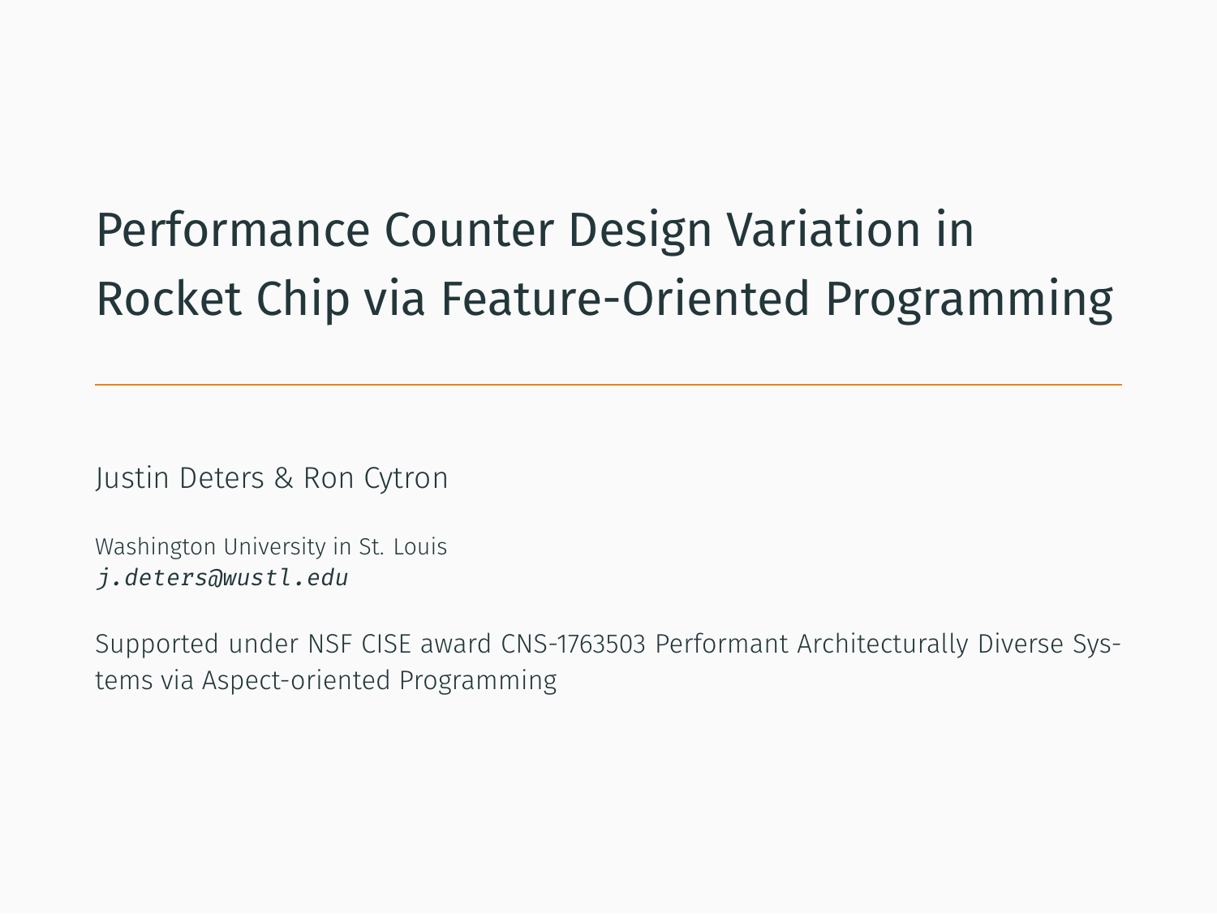# Performance Counter Design Variation in Rocket Chip via Feature-Oriented Programming

Justin Deters & Ron Cytron

Washington University in St. Louis
*j.deters@wustl.edu*

Supported under NSF CISE award CNS-1763503 Performant Architecturally Diverse Systems via Aspect-oriented Programming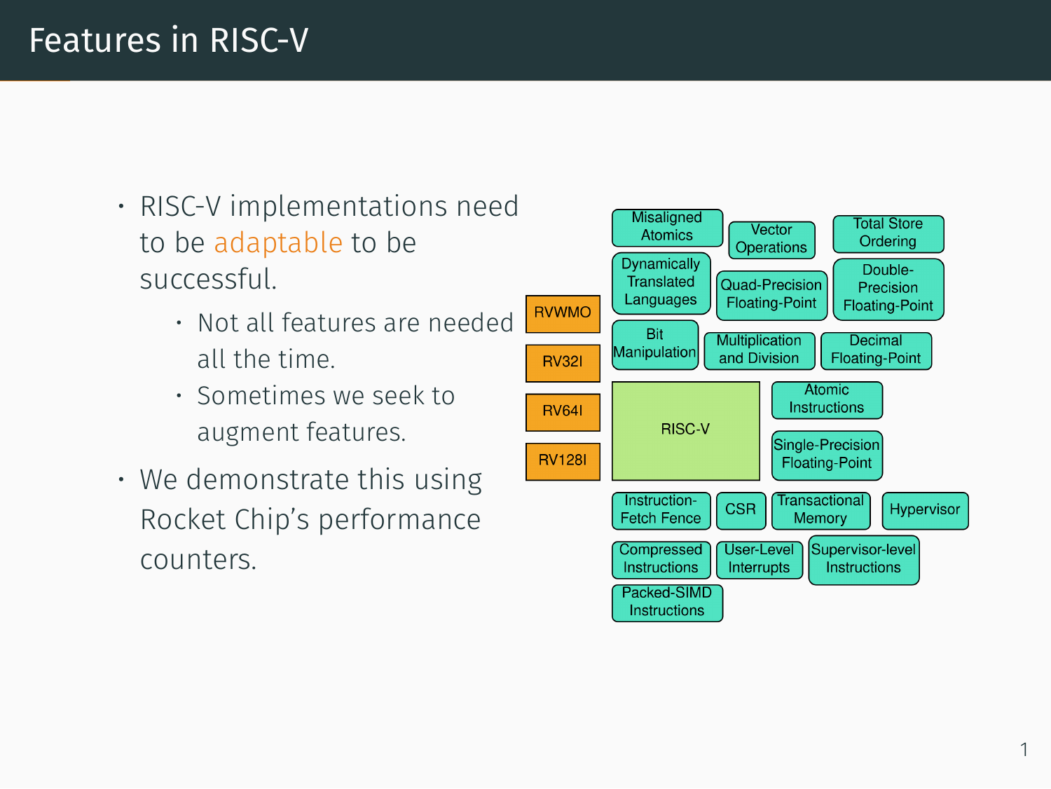# Features in RISC-V

- RISC-V implementations need to be adaptable to be successful.
  - Not all features are needed all the time.
  - Sometimes we seek to augment features.
- We demonstrate this using Rocket Chip's performance counters.

RVWMO
RV32I
RV64I
RV128I
RISC-V
Misaligned Atomics
Vector Operations
Total Store Ordering
Dynamically Translated Languages
Quad-Precision Floating-Point
Double-Precision Floating-Point
Bit Manipulation
Multiplication and Division
Decimal Floating-Point
Atomic Instructions
Single-Precision Floating-Point
Instruction-Fetch Fence
CSR
Transactional Memory
Hypervisor
Compressed Instructions
User-Level Interrupts
Supervisor-level Instructions
Packed-SIMD Instructions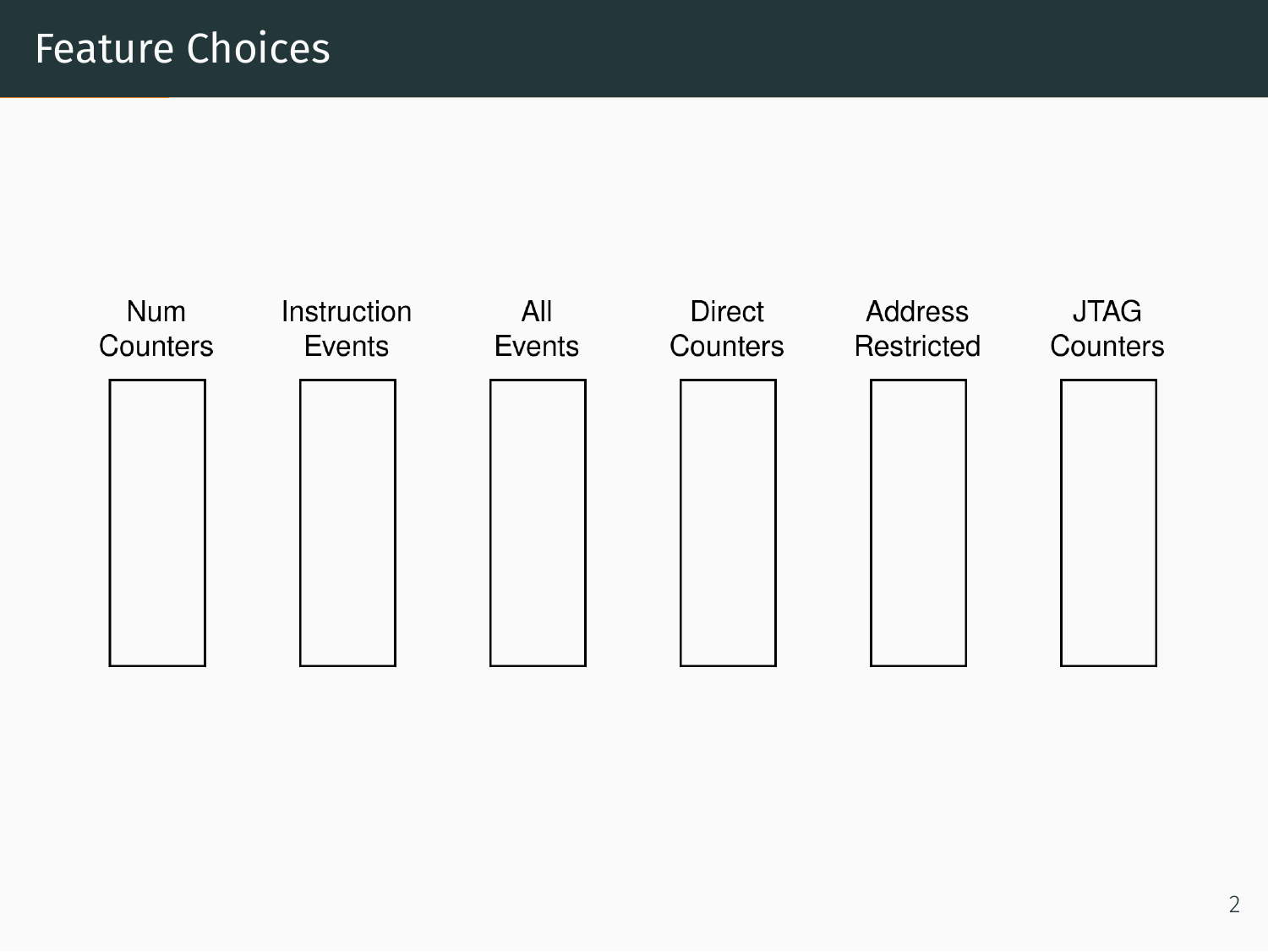# Feature Choices

Num Counters

Instruction Events

All Events

Direct Counters

Address Restricted

JTAG Counters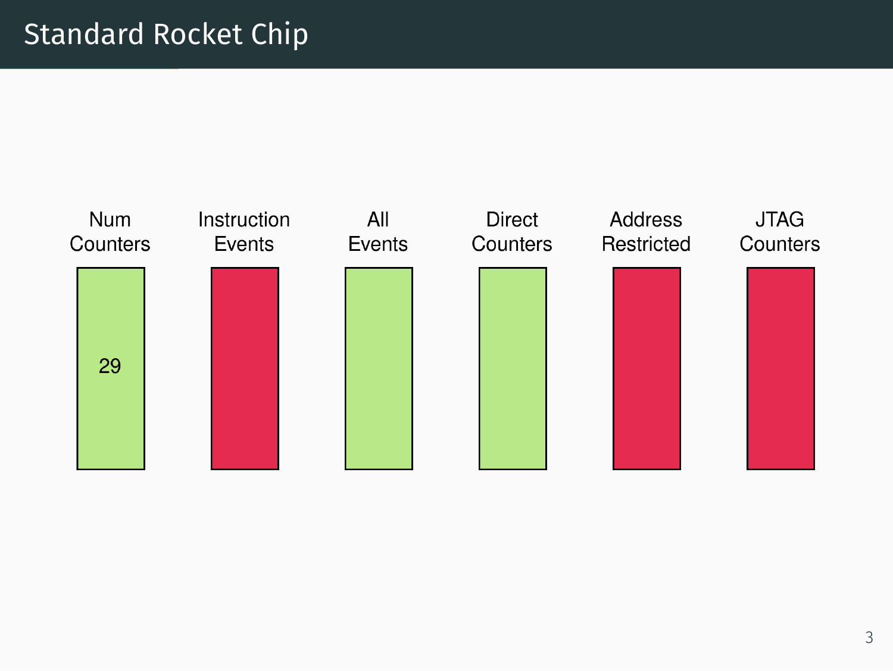# Standard Rocket Chip

Num Counters

29

Instruction Events

All Events

Direct Counters

Address Restricted

JTAG Counters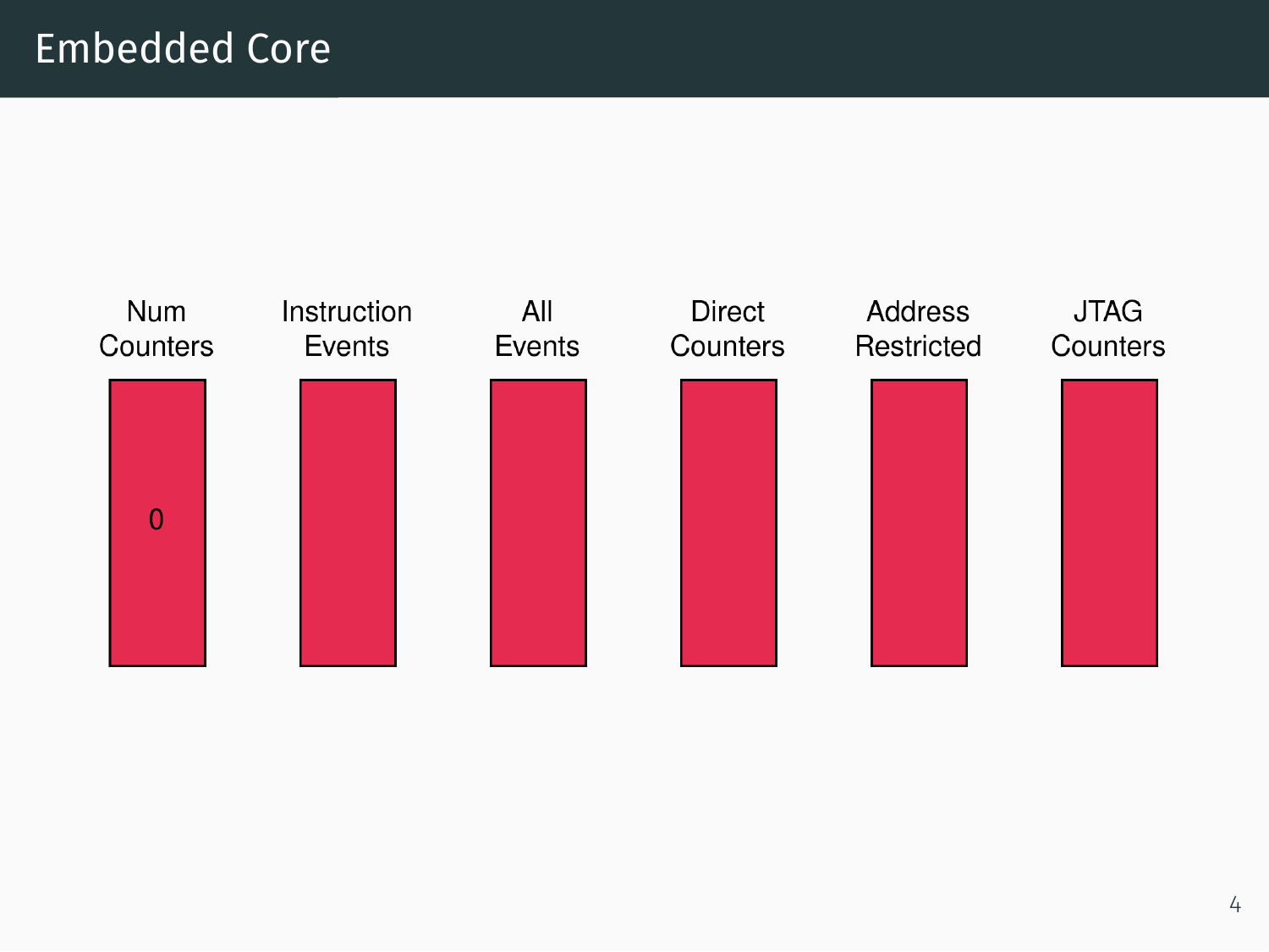# Embedded Core

Num Counters

Instruction Events

All Events

Direct Counters

Address Restricted

JTAG Counters

0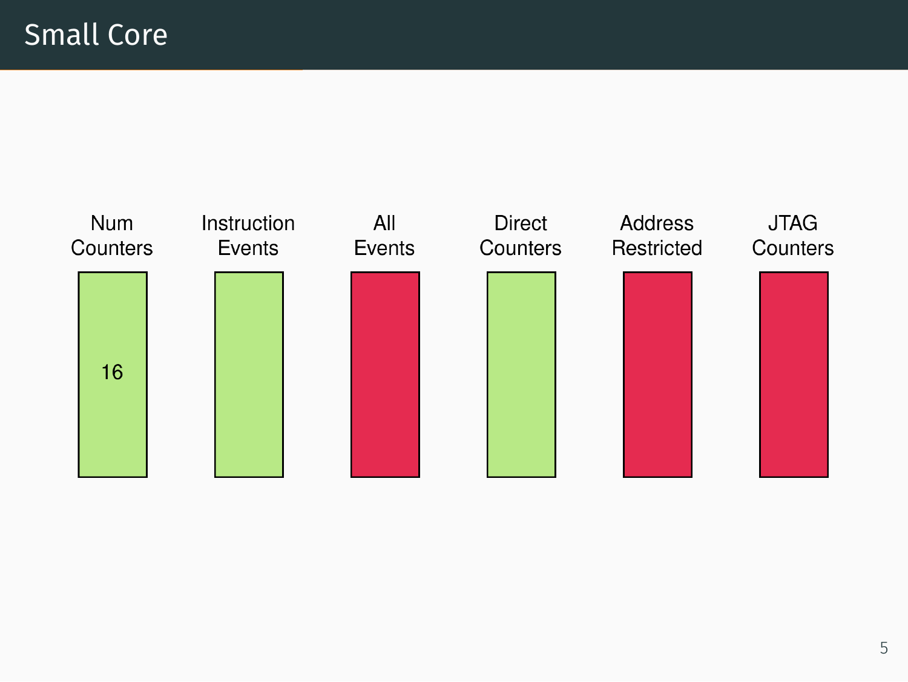# Small Core

Num Counters

16

Instruction Events

All Events

Direct Counters

Address Restricted

JTAG Counters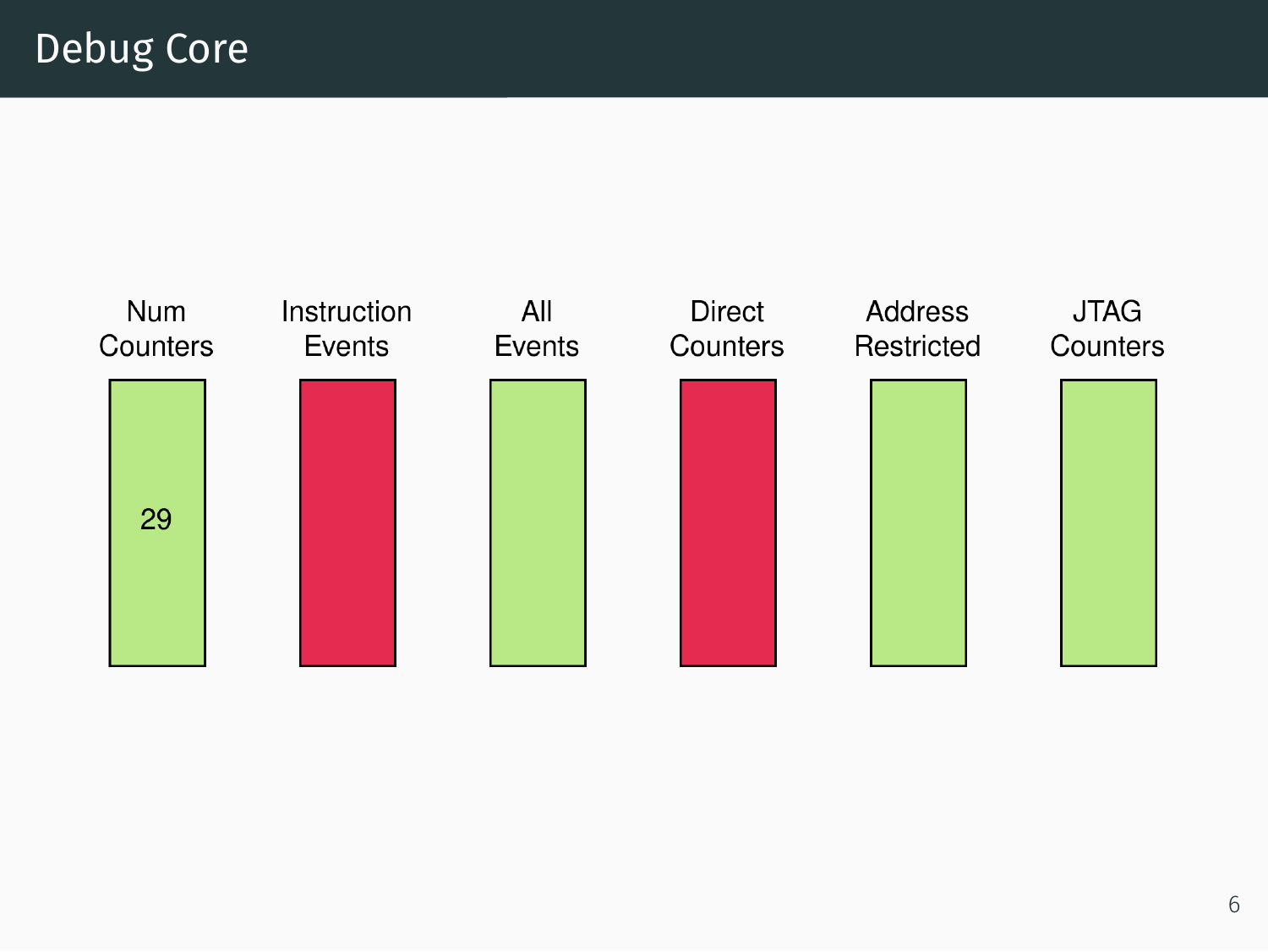# Debug Core

| Num Counters | Instruction Events | All Events | Direct Counters | Address Restricted | JTAG Counters |
|---|---|---|---|---|---|
| 29 | | | | | |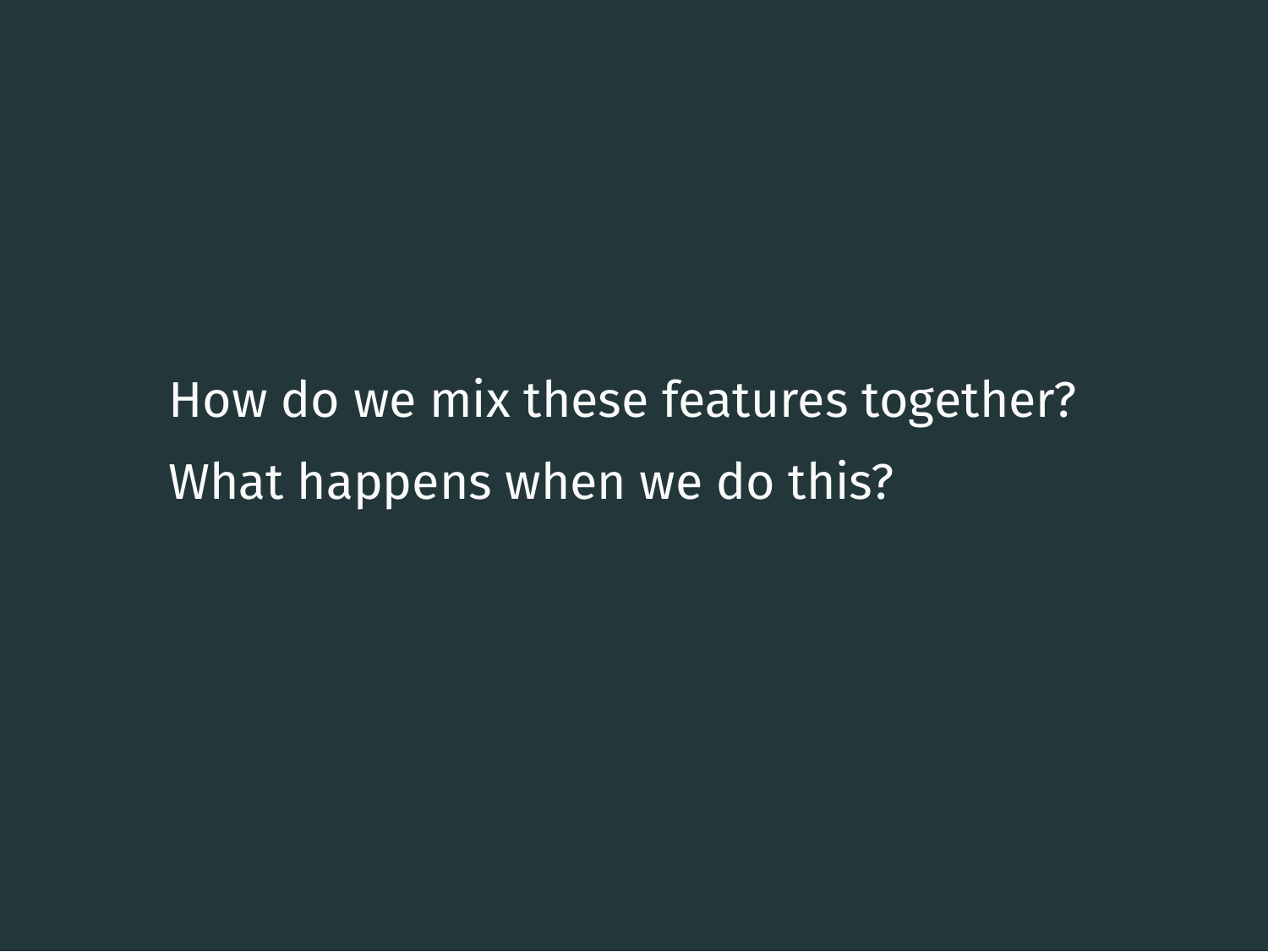How do we mix these features together?

What happens when we do this?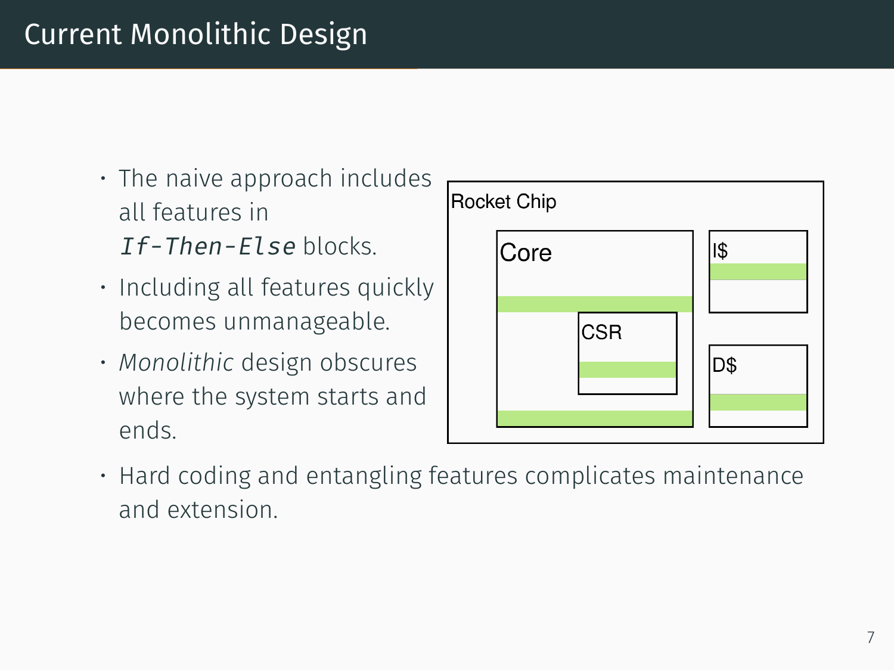# Current Monolithic Design

- The naive approach includes all features in *`If-Then-Else`* blocks.
- Including all features quickly becomes unmanageable.
- *Monolithic* design obscures where the system starts and ends.
- Hard coding and entangling features complicates maintenance and extension.

Rocket Chip

Core

CSR

I$

D$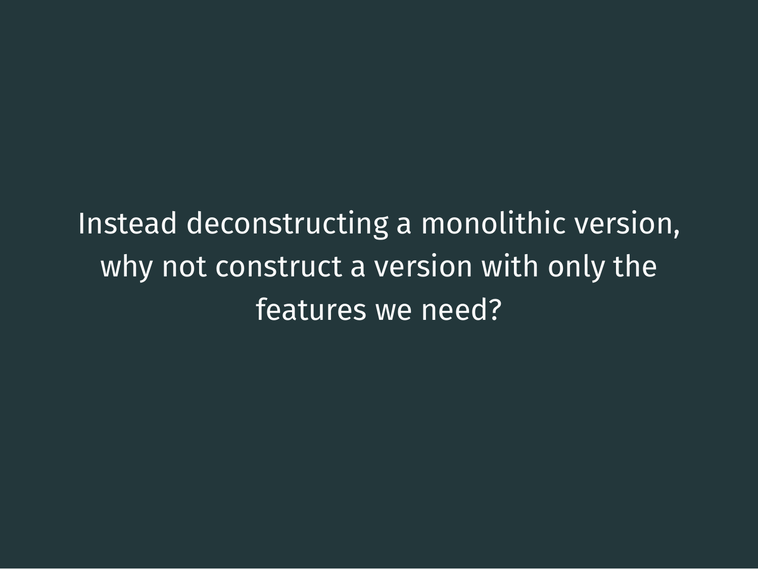Instead deconstructing a monolithic version, why not construct a version with only the features we need?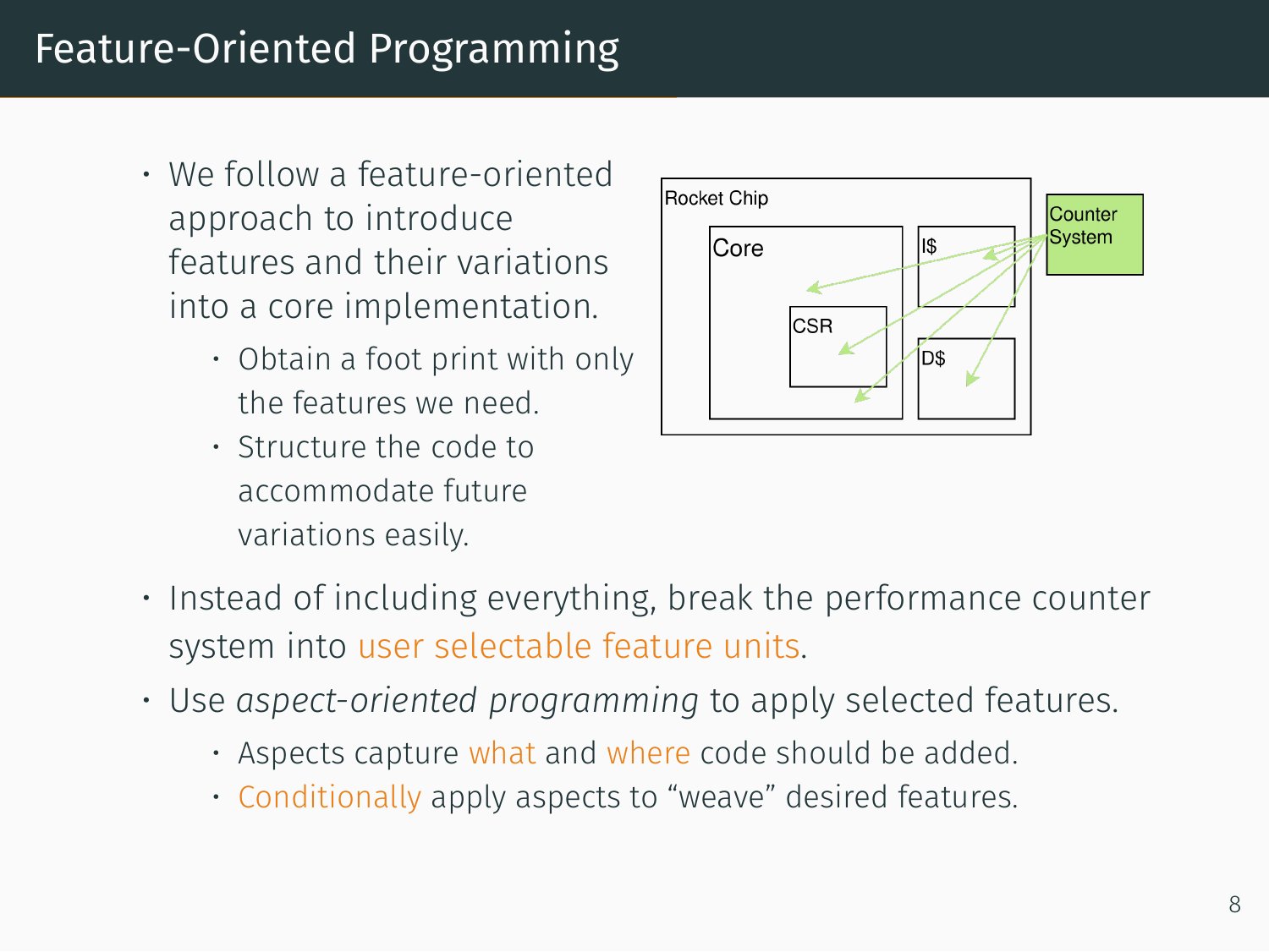# Feature-Oriented Programming

- We follow a feature-oriented approach to introduce features and their variations into a core implementation.
  - Obtain a foot print with only the features we need.
  - Structure the code to accommodate future variations easily.

Rocket Chip

Core

CSR

I$

D$

Counter System

- Instead of including everything, break the performance counter system into user selectable feature units.
- Use *aspect-oriented programming* to apply selected features.
  - Aspects capture what and where code should be added.
  - Conditionally apply aspects to “weave” desired features.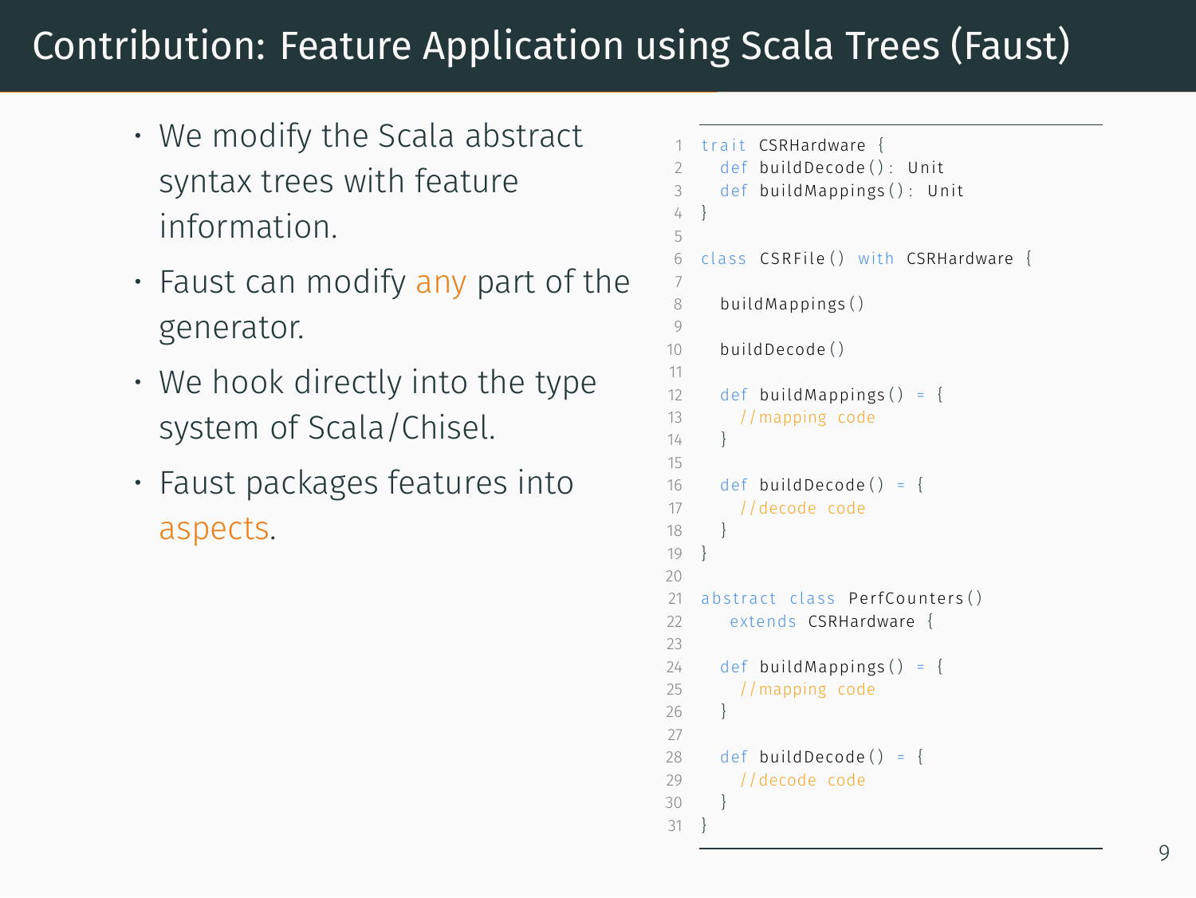# Contribution: Feature Application using Scala Trees (Faust)

- We modify the Scala abstract syntax trees with feature information.
- Faust can modify *any* part of the generator.
- We hook directly into the type system of Scala/Chisel.
- Faust packages features into *aspects*.

```scala
trait CSRHardware {
  def buildDecode(): Unit
  def buildMappings(): Unit
}

class CSRFile() with CSRHardware {

  buildMappings()

  buildDecode()

  def buildMappings() = {
    //mapping code
  }

  def buildDecode() = {
    //decode code
  }
}

abstract class PerfCounters()
   extends CSRHardware {

  def buildMappings() = {
    //mapping code
  }

  def buildDecode() = {
    //decode code
  }
}
```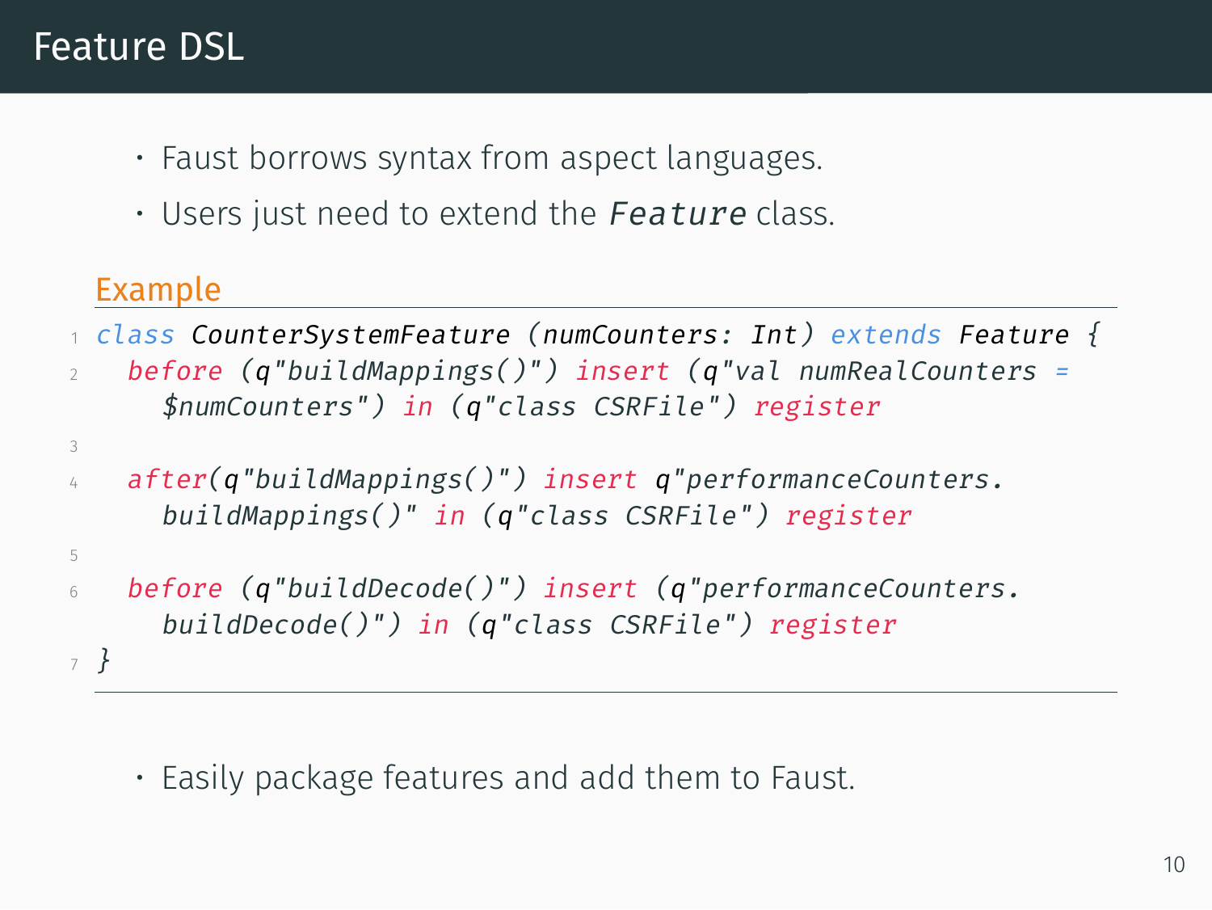# Feature DSL

- Faust borrows syntax from aspect languages.
- Users just need to extend the *Feature* class.

### Example

```
class CounterSystemFeature (numCounters: Int) extends Feature {
  before (q"buildMappings()") insert (q"val numRealCounters =
    $numCounters") in (q"class CSRFile") register

  after(q"buildMappings()") insert q"performanceCounters.
    buildMappings()" in (q"class CSRFile") register

  before (q"buildDecode()") insert (q"performanceCounters.
    buildDecode()") in (q"class CSRFile") register
}
```

- Easily package features and add them to Faust.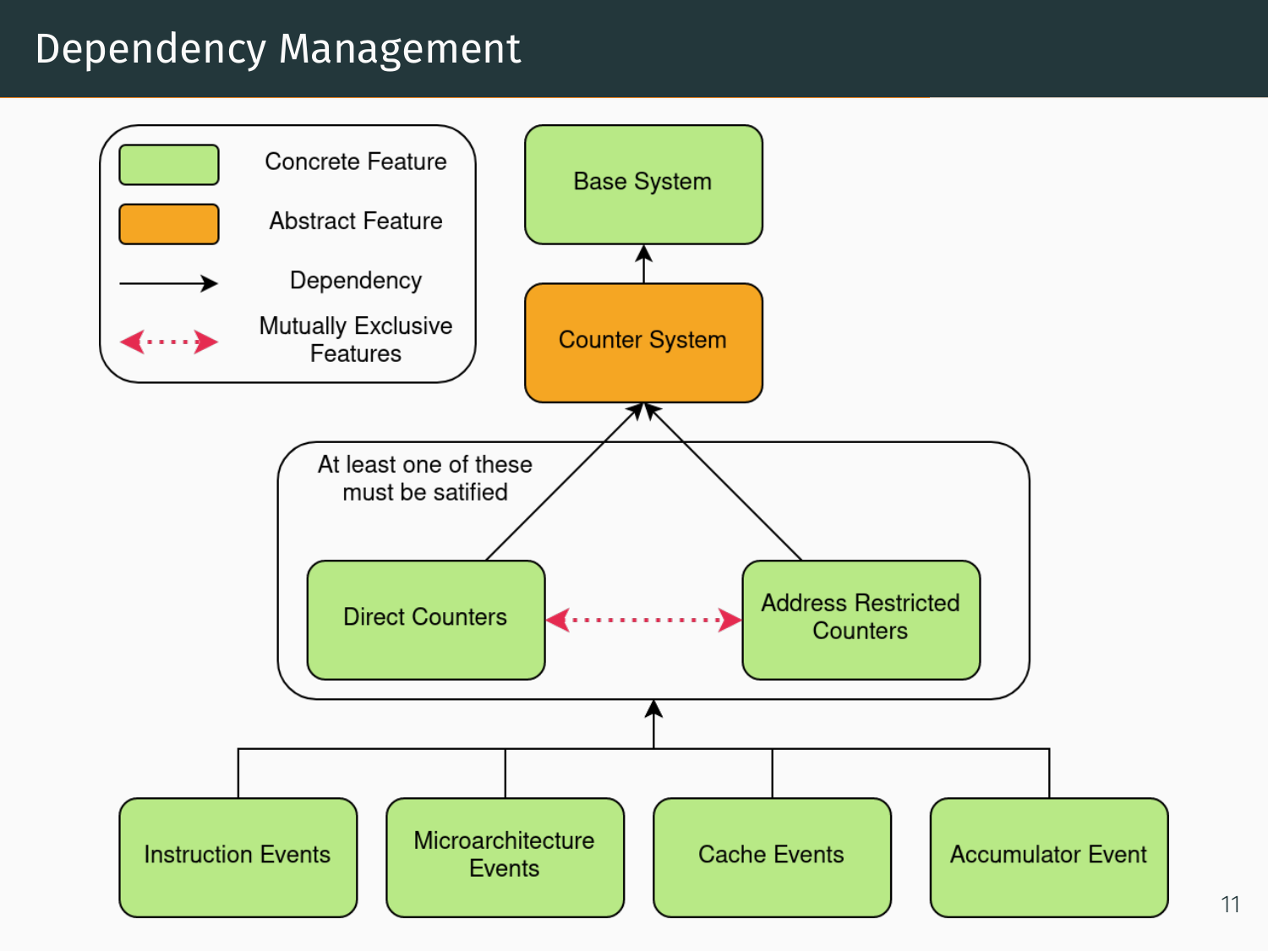# Dependency Management

Concrete Feature

Abstract Feature

Dependency

Mutually Exclusive Features

Base System

Counter System

At least one of these must be satified

Direct Counters

Address Restricted Counters

Instruction Events

Microarchitecture Events

Cache Events

Accumulator Event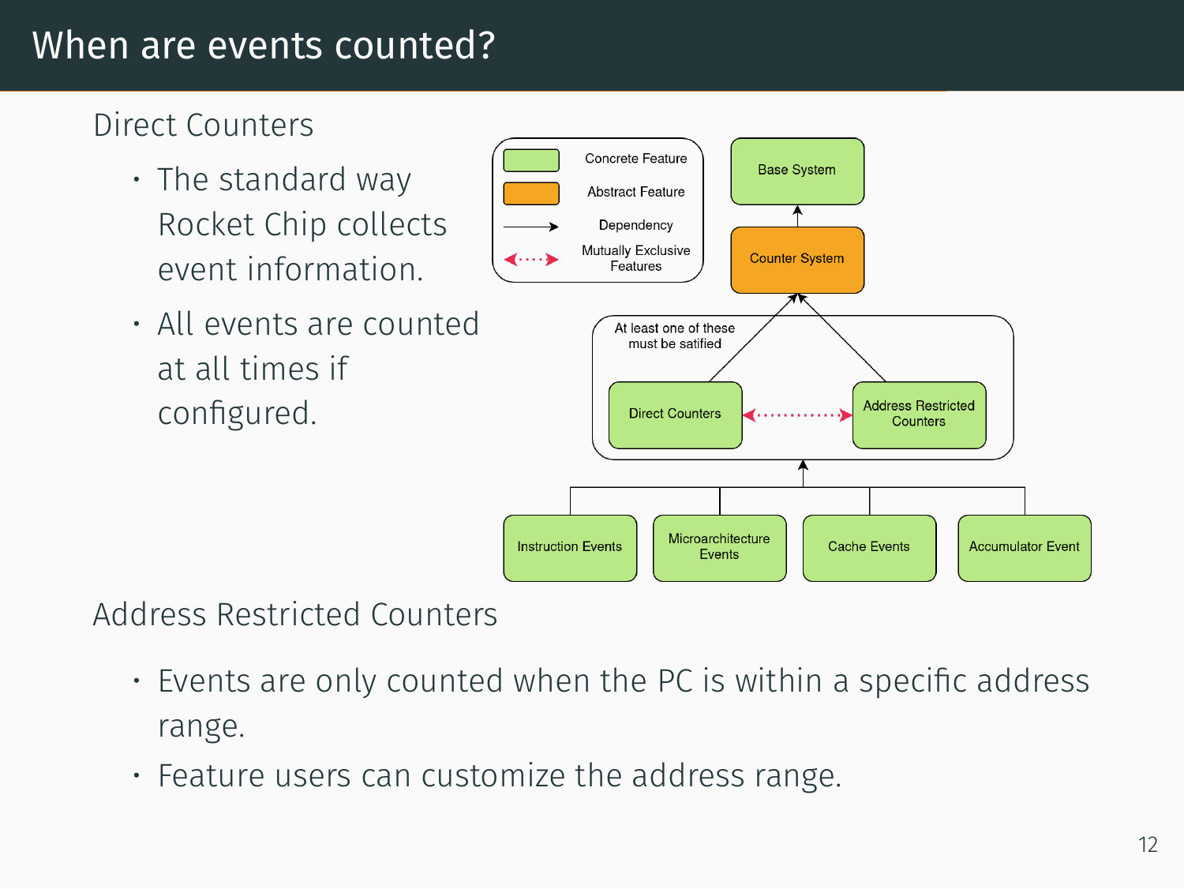# When are events counted?

## Direct Counters

- The standard way Rocket Chip collects event information.
- All events are counted at all times if configured.

Concrete Feature

Abstract Feature

Dependency

Mutually Exclusive Features

Base System

Counter System

At least one of these must be satified

Direct Counters

Address Restricted Counters

Instruction Events

Microarchitecture Events

Cache Events

Accumulator Event

## Address Restricted Counters

- Events are only counted when the PC is within a specific address range.
- Feature users can customize the address range.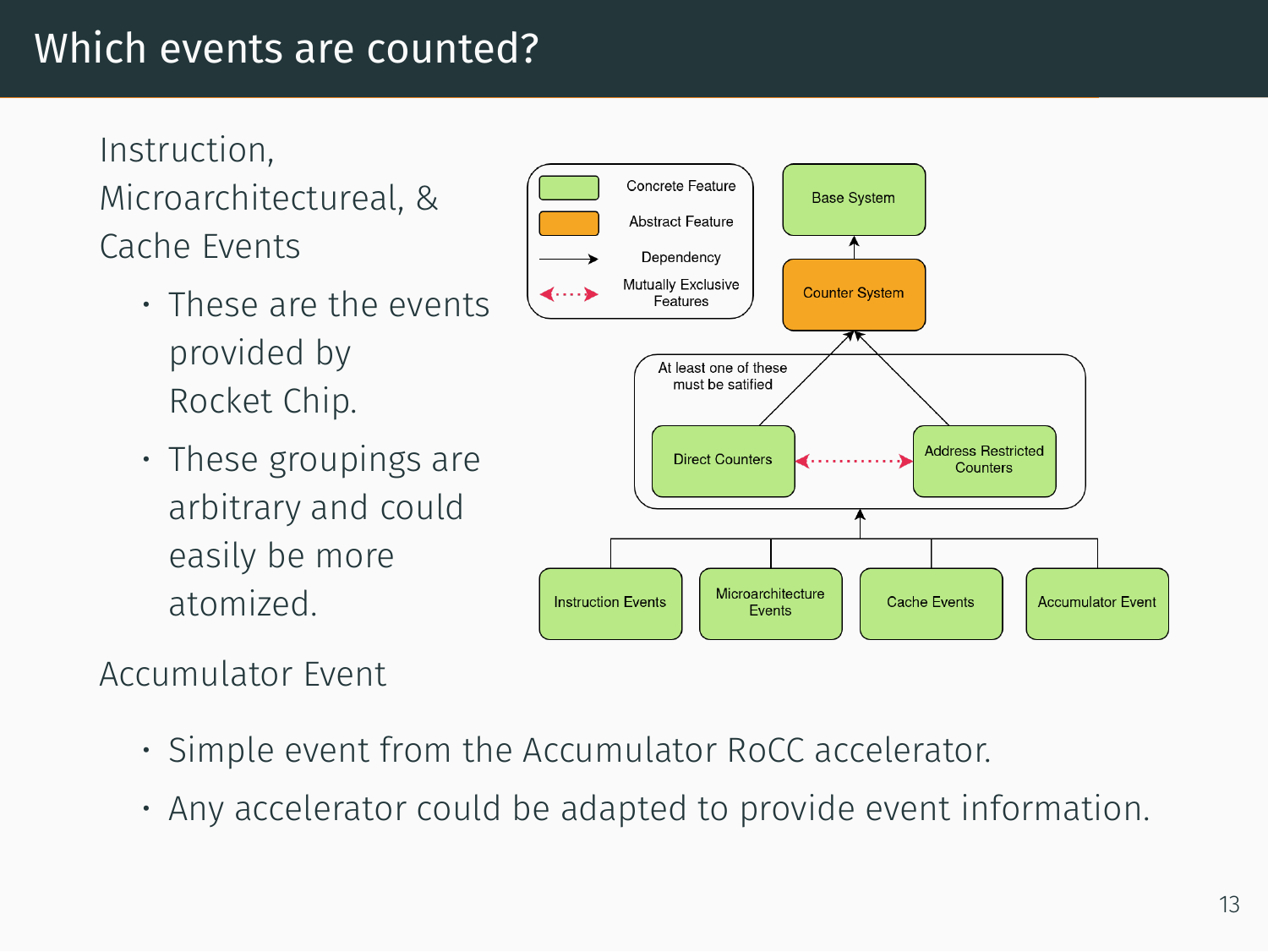# Which events are counted?

Instruction, Microarchitectureal, & Cache Events

- These are the events provided by Rocket Chip.
- These groupings are arbitrary and could easily be more atomized.

Concrete Feature
Abstract Feature
Dependency
Mutually Exclusive Features

Base System
Counter System
At least one of these must be satified
Direct Counters
Address Restricted Counters
Instruction Events
Microarchitecture Events
Cache Events
Accumulator Event

Accumulator Event

- Simple event from the Accumulator RoCC accelerator.
- Any accelerator could be adapted to provide event information.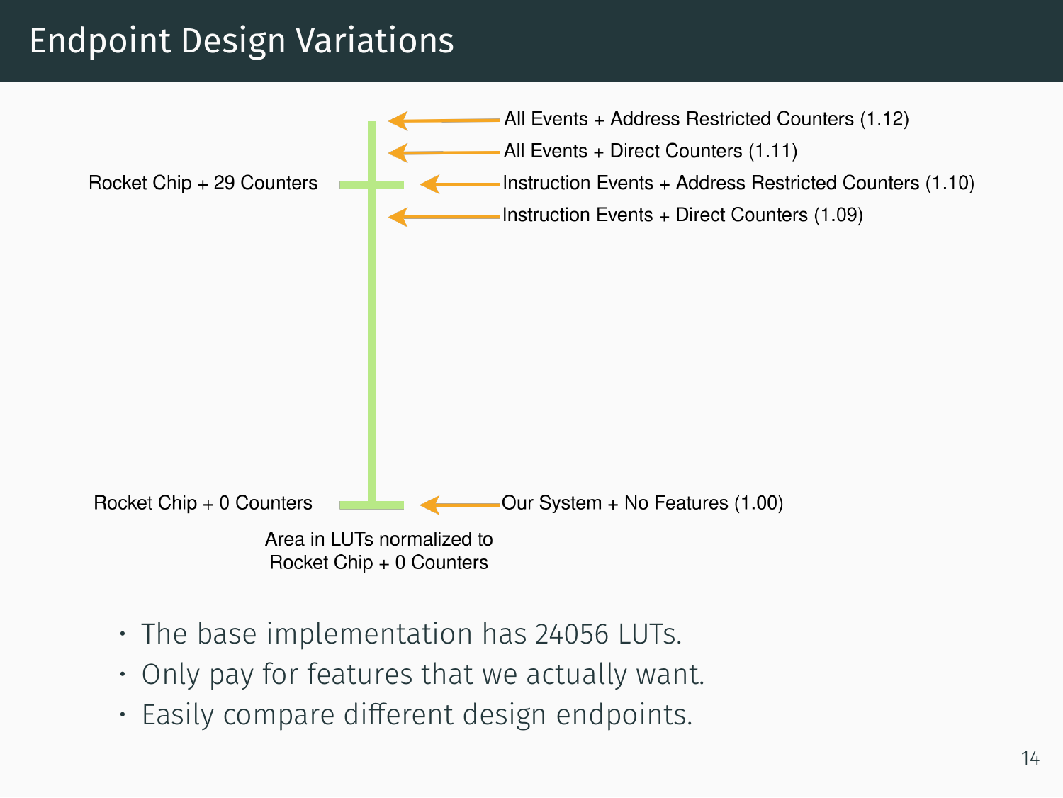# Endpoint Design Variations

All Events + Address Restricted Counters (1.12)

All Events + Direct Counters (1.11)

Rocket Chip + 29 Counters

Instruction Events + Address Restricted Counters (1.10)

Instruction Events + Direct Counters (1.09)

Rocket Chip + 0 Counters

Our System + No Features (1.00)

Area in LUTs normalized to Rocket Chip + 0 Counters

- The base implementation has 24056 LUTs.
- Only pay for features that we actually want.
- Easily compare different design endpoints.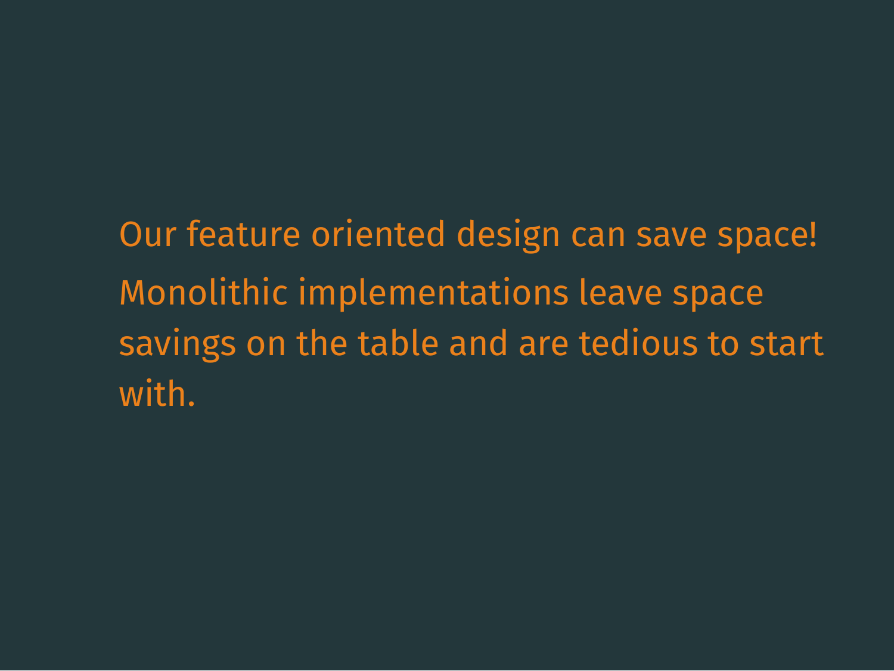Our feature oriented design can save space!

Monolithic implementations leave space savings on the table and are tedious to start with.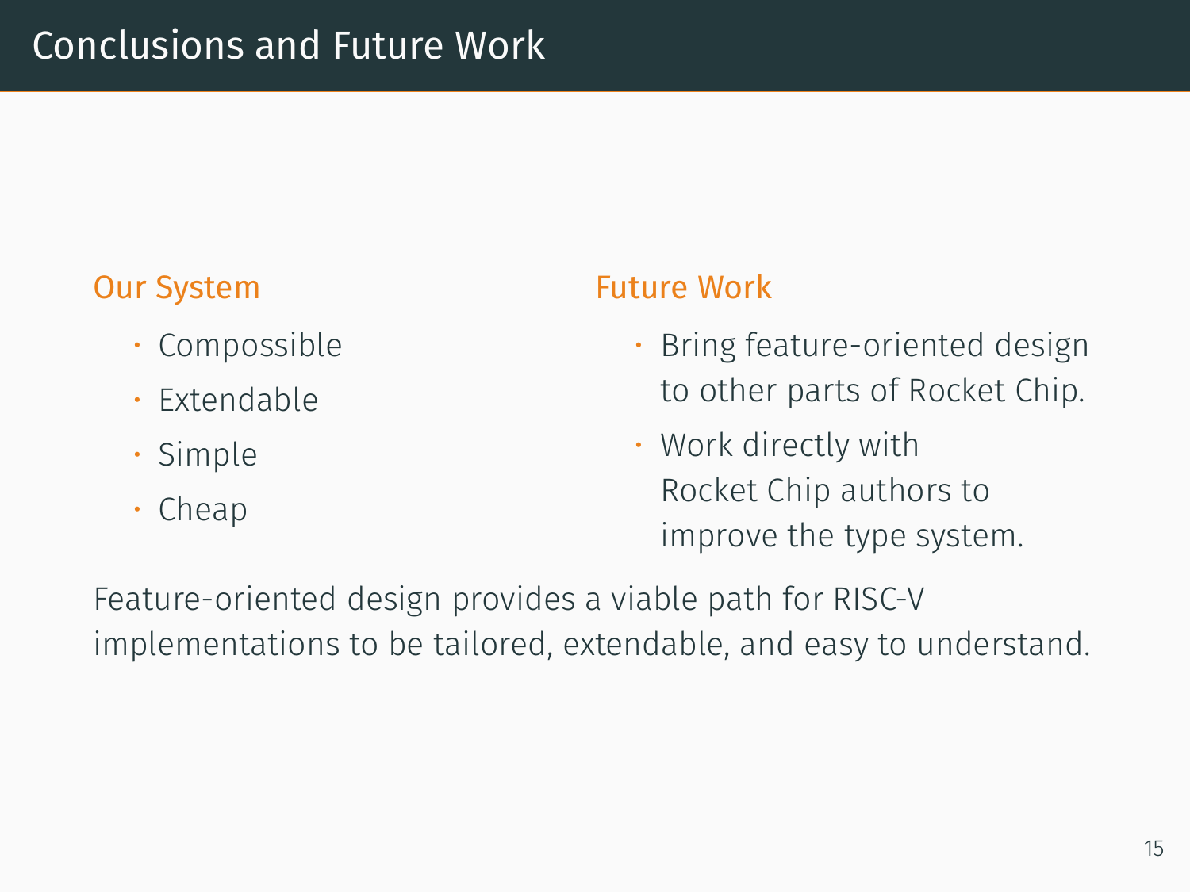# Conclusions and Future Work

## Our System

- Compossible
- Extendable
- Simple
- Cheap

## Future Work

- Bring feature-oriented design to other parts of Rocket Chip.
- Work directly with Rocket Chip authors to improve the type system.

Feature-oriented design provides a viable path for RISC-V implementations to be tailored, extendable, and easy to understand.